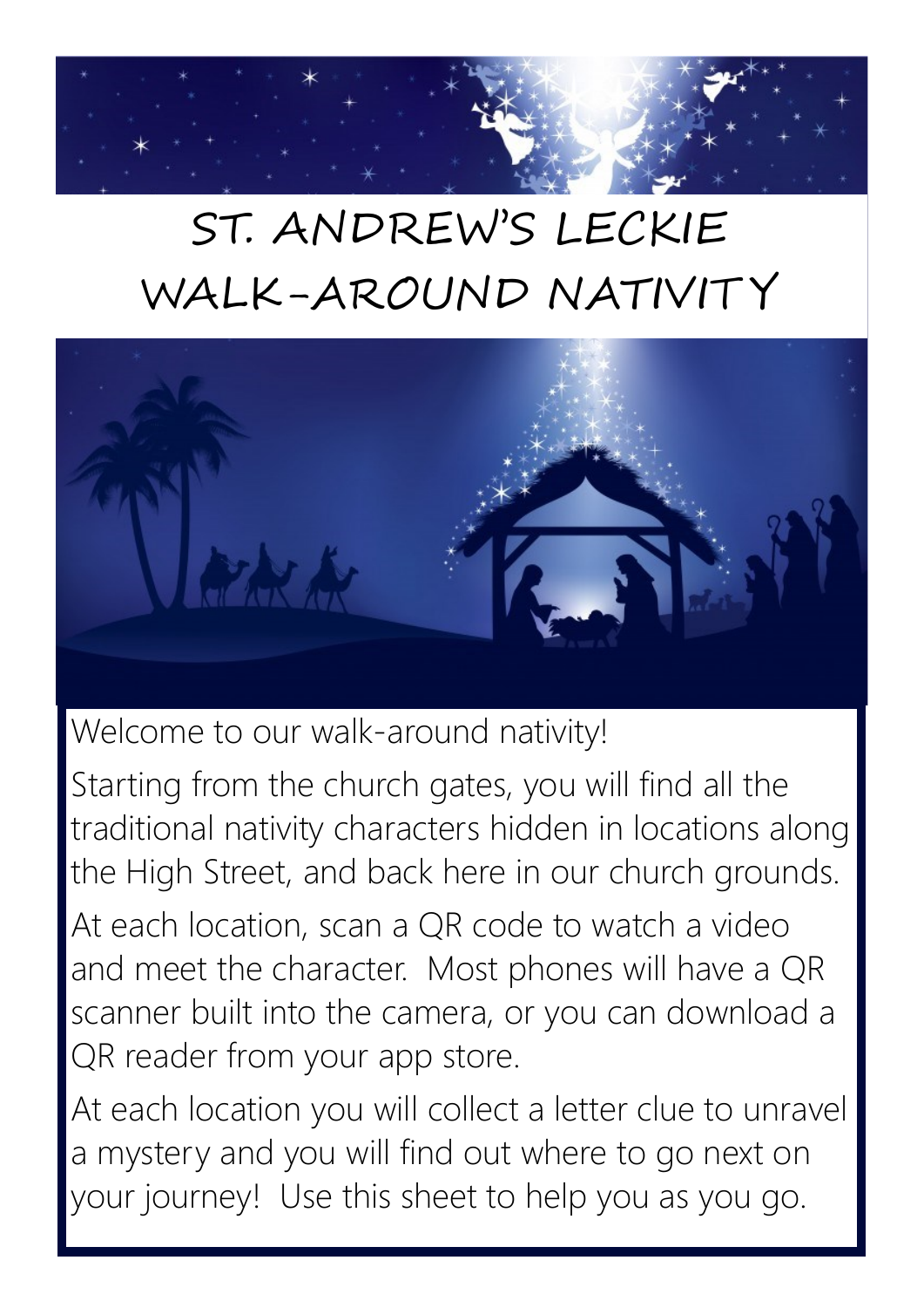# ST. ANDREW'S LECKIE WALK-AROUND NATIVITY

Welcome to our walk-around nativity!

Starting from the church gates, you will find all the traditional nativity characters hidden in locations along the High Street, and back here in our church grounds.

At each location, scan a QR code to watch a video and meet the character. Most phones will have a QR scanner built into the camera, or you can download a QR reader from your app store.

At each location you will collect a letter clue to unravel a mystery and you will find out where to go next on your journey! Use this sheet to help you as you go.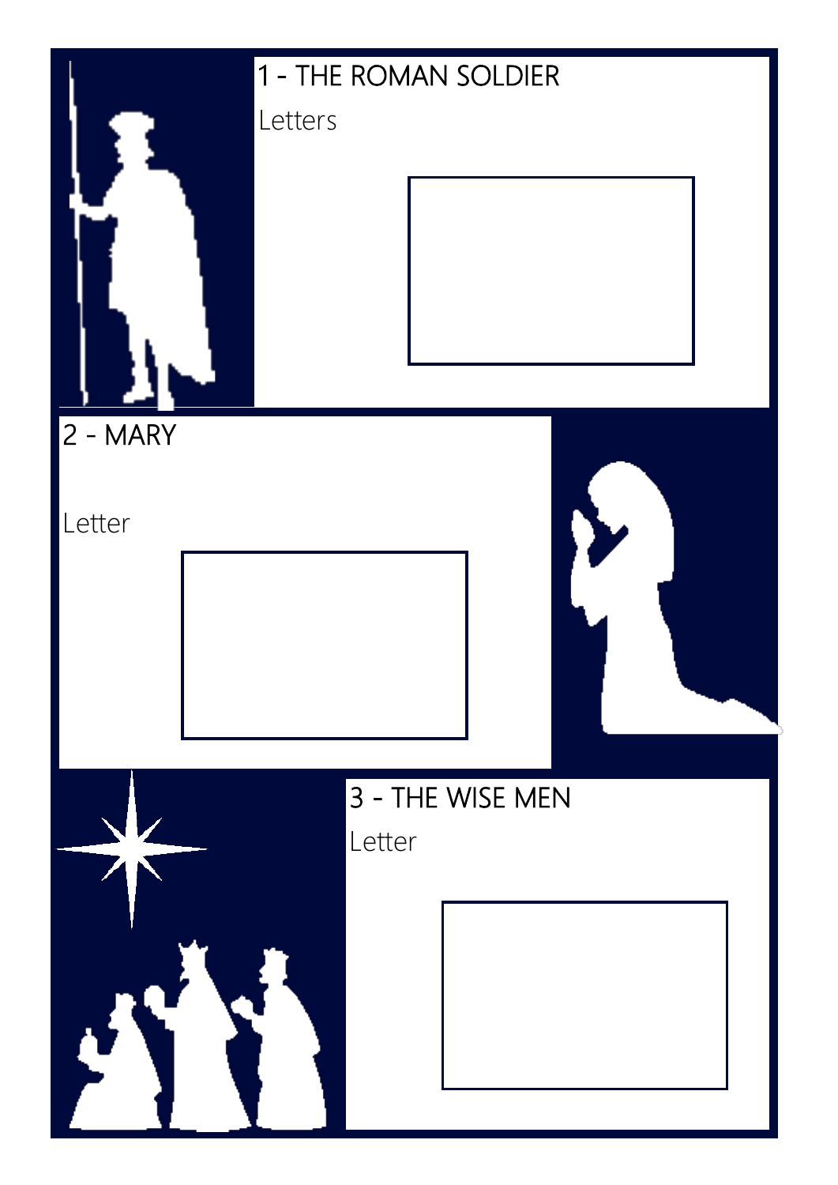## 1 - THE ROMAN SOLDIER

Letters

## 2 - MARY

Letter

## 3 - THE WISE MEN

Letter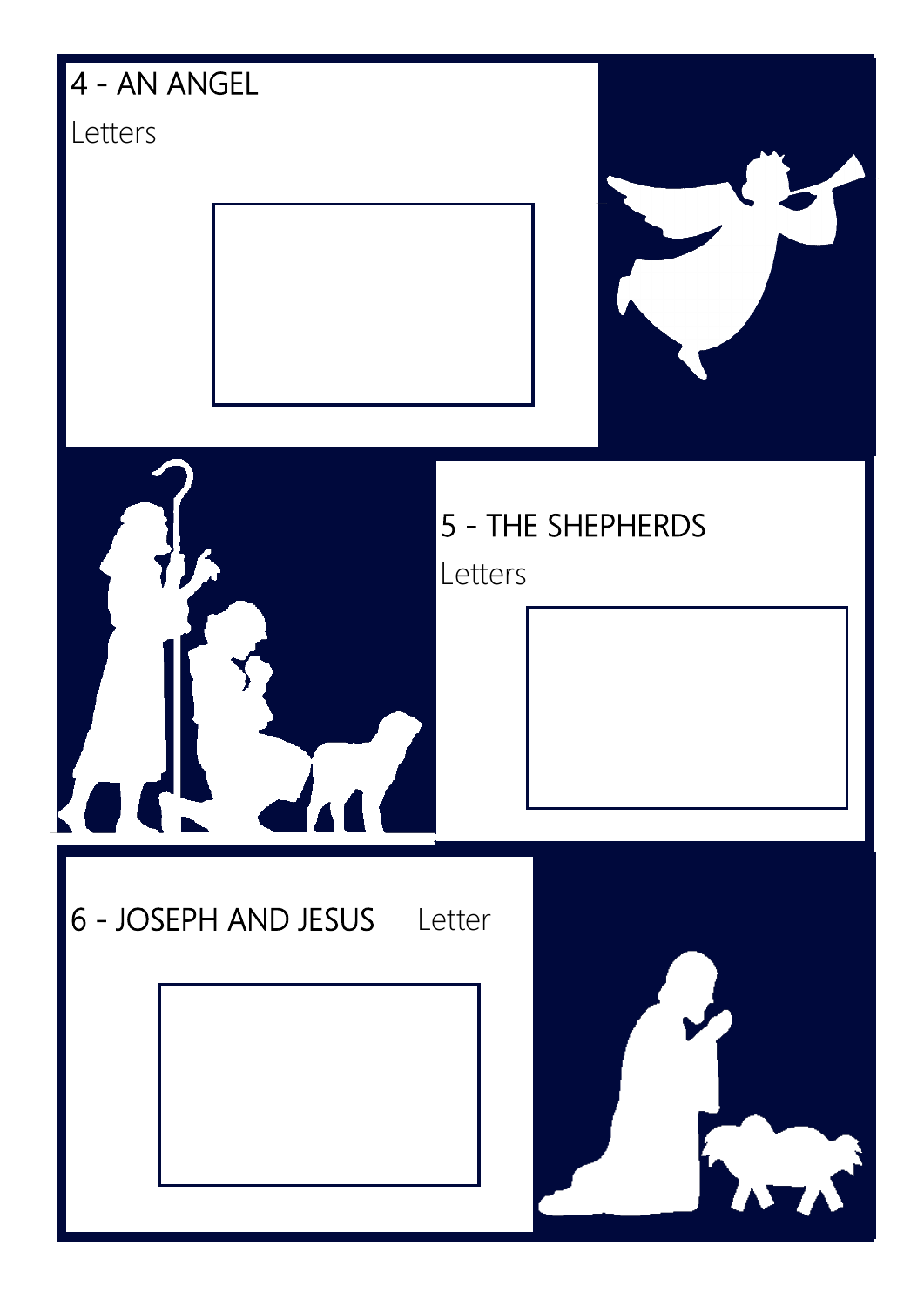## 4 - AN ANGEL

Letters

## 5 - THE SHEPHERDS

Letters

## 6 - JOSEPH AND JESUS

Letter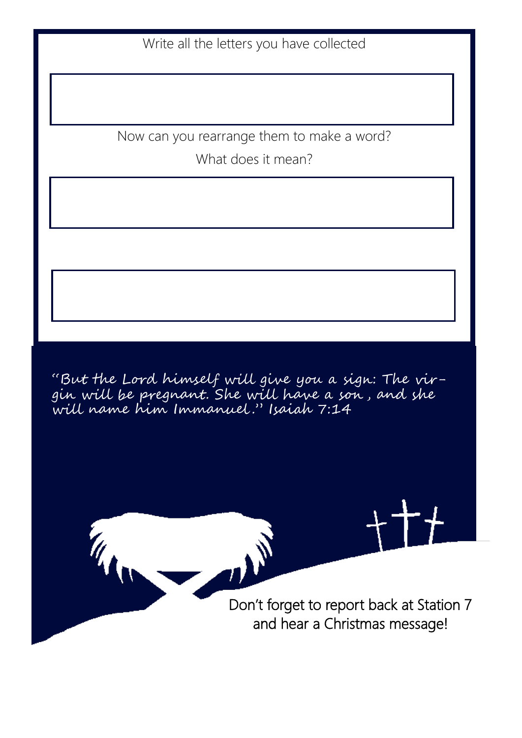Write all the letters you have collected

Now can you rearrange them to make a word?

What does it mean?

"But the Lord himself will give you a sign: The virgin will be pregnant. She will have a son , and she will name him Immanuel." Isaiah 7:14

Don't forget to report back at Station 7 and hear a Christmas message!